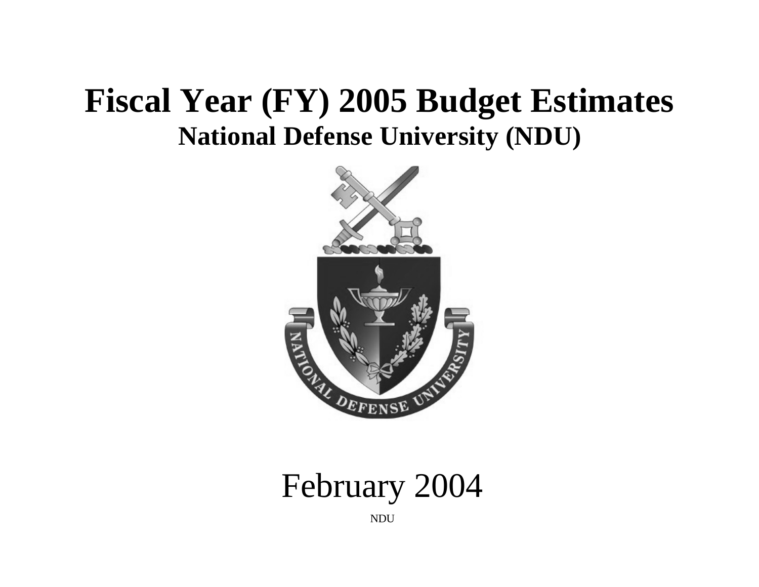# Fiscal Year (FY) 2005 Budget Estimates

## National Defense University (NDU)

February 2004

NDU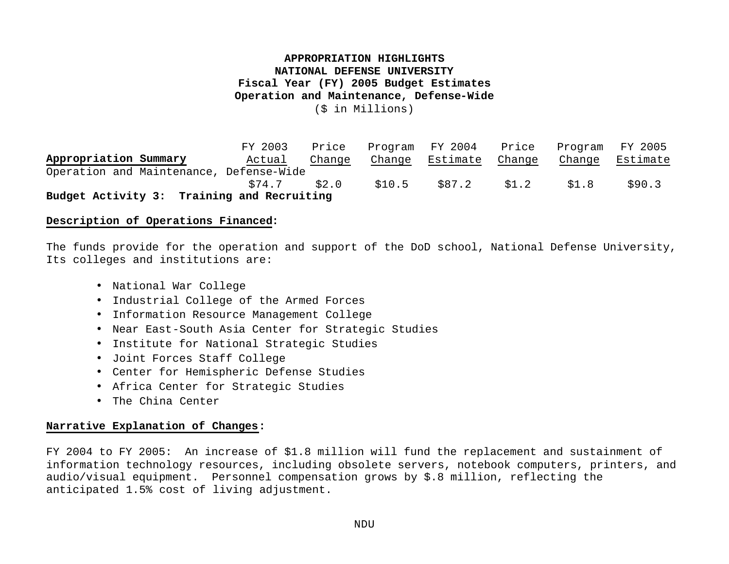**APPROPRIATION HIGHLIGHTS**
**NATIONAL DEFENSE UNIVERSITY**
**Fiscal Year (FY) 2005 Budget Estimates**
**Operation and Maintenance, Defense-Wide**
($ in Millions)

| Appropriation Summary | FY 2003 Actual | Price Change | Program Change | FY 2004 Estimate | Price Change | Program Change | FY 2005 Estimate |
|---|---|---|---|---|---|---|---|
| Operation and Maintenance, Defense-Wide | $74.7 | $2.0 | $10.5 | $87.2 | $1.2 | $1.8 | $90.3 |

**Budget Activity 3: Training and Recruiting**

**Description of Operations Financed:**

The funds provide for the operation and support of the DoD school, National Defense University, Its colleges and institutions are:

- National War College
- Industrial College of the Armed Forces
- Information Resource Management College
- Near East-South Asia Center for Strategic Studies
- Institute for National Strategic Studies
- Joint Forces Staff College
- Center for Hemispheric Defense Studies
- Africa Center for Strategic Studies
- The China Center

**Narrative Explanation of Changes:**

FY 2004 to FY 2005: An increase of $1.8 million will fund the replacement and sustainment of information technology resources, including obsolete servers, notebook computers, printers, and audio/visual equipment. Personnel compensation grows by $.8 million, reflecting the anticipated 1.5% cost of living adjustment.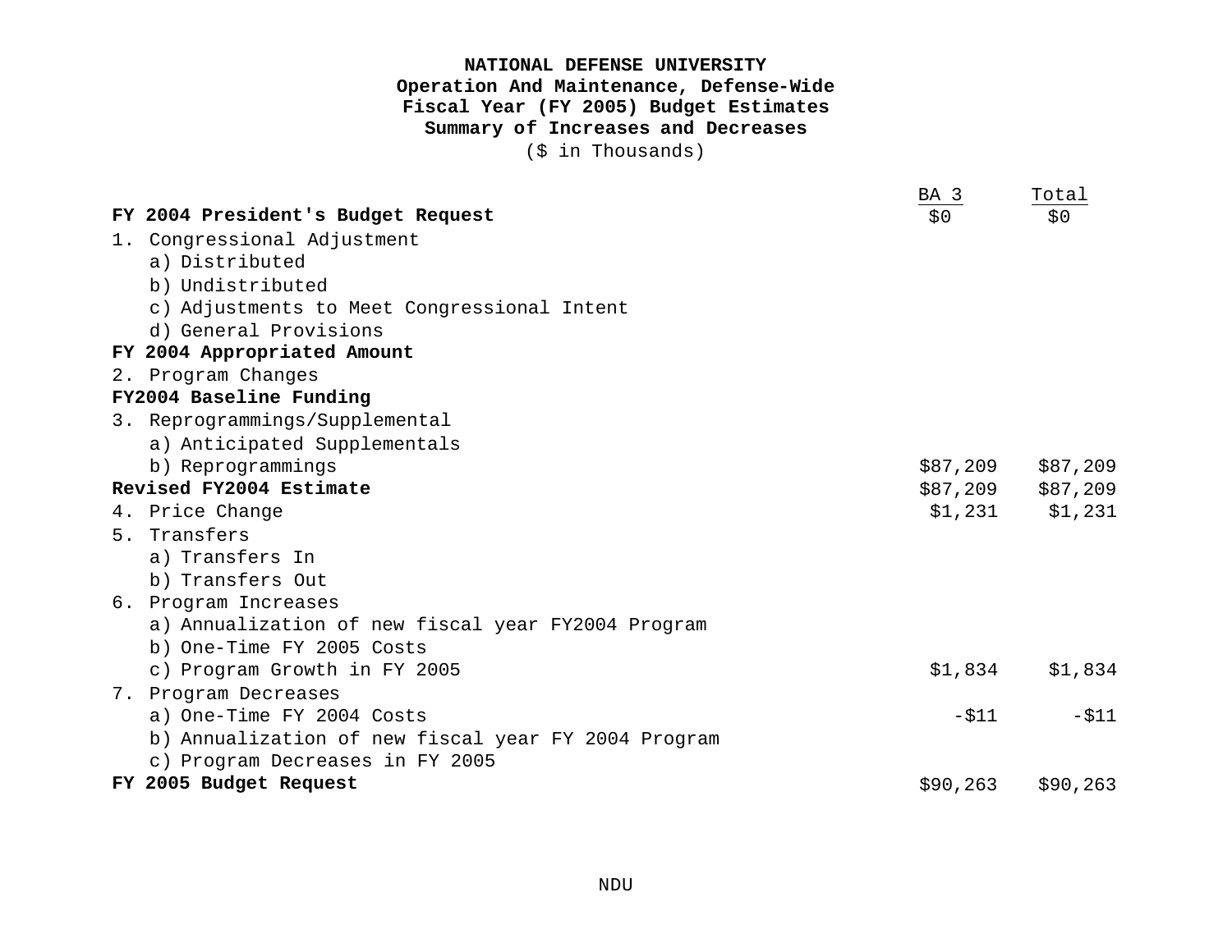**NATIONAL DEFENSE UNIVERSITY**
**Operation And Maintenance, Defense-Wide**
**Fiscal Year (FY 2005) Budget Estimates**
**Summary of Increases and Decreases**
($ in Thousands)

| | BA 3 | Total |
|---|---|---|
| **FY 2004 President's Budget Request** | $0 | $0 |
| 1. Congressional Adjustment | | |
| a) Distributed | | |
| b) Undistributed | | |
| c) Adjustments to Meet Congressional Intent | | |
| d) General Provisions | | |
| **FY 2004 Appropriated Amount** | | |
| 2. Program Changes | | |
| **FY2004 Baseline Funding** | | |
| 3. Reprogrammings/Supplemental | | |
| a) Anticipated Supplementals | | |
| b) Reprogrammings | $87,209 | $87,209 |
| **Revised FY2004 Estimate** | $87,209 | $87,209 |
| 4. Price Change | $1,231 | $1,231 |
| 5. Transfers | | |
| a) Transfers In | | |
| b) Transfers Out | | |
| 6. Program Increases | | |
| a) Annualization of new fiscal year FY2004 Program | | |
| b) One-Time FY 2005 Costs | | |
| c) Program Growth in FY 2005 | $1,834 | $1,834 |
| 7. Program Decreases | | |
| a) One-Time FY 2004 Costs | -$11 | -$11 |
| b) Annualization of new fiscal year FY 2004 Program | | |
| c) Program Decreases in FY 2005 | | |
| **FY 2005 Budget Request** | $90,263 | $90,263 |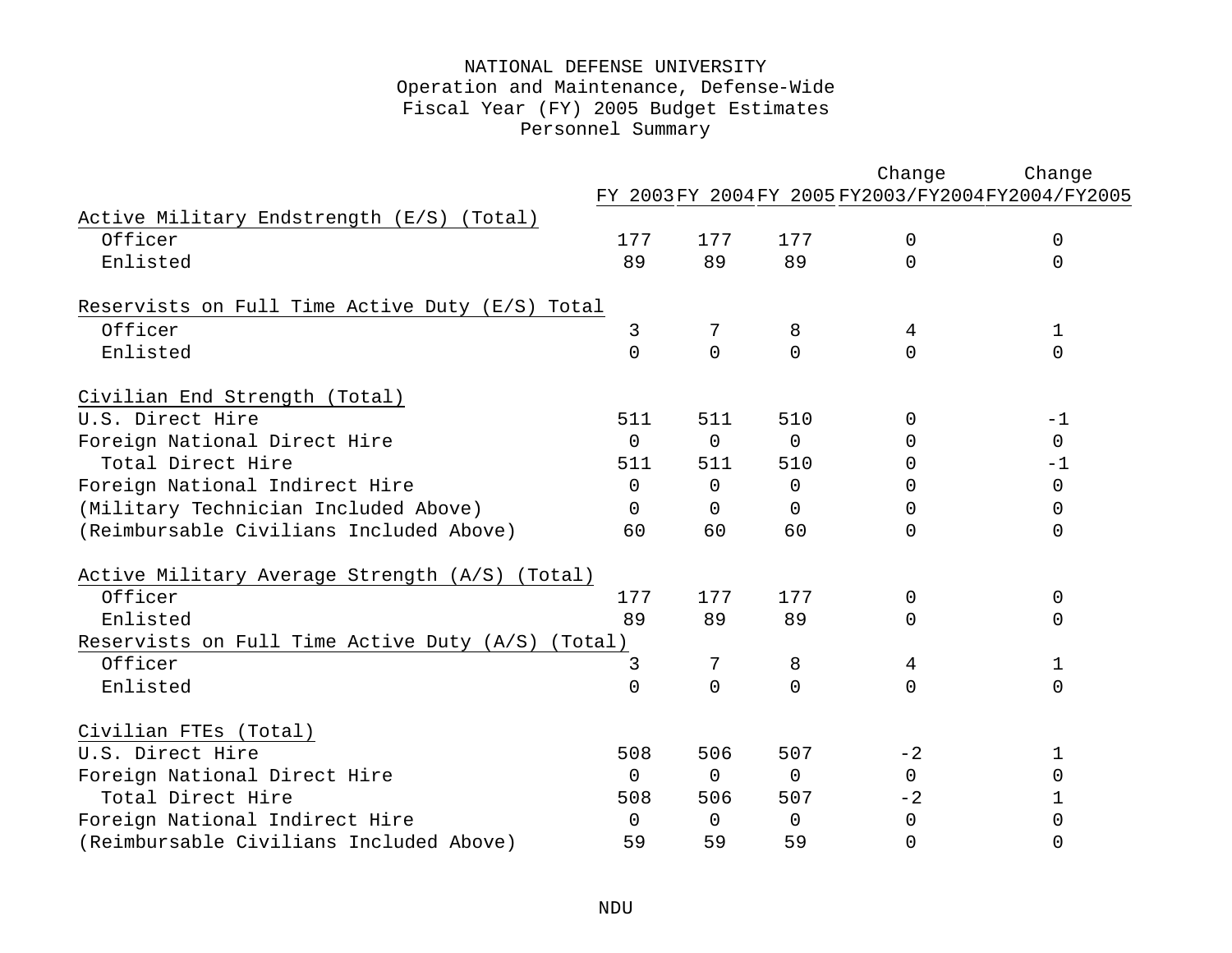# NATIONAL DEFENSE UNIVERSITY
## Operation and Maintenance, Defense-Wide
## Fiscal Year (FY) 2005 Budget Estimates
## Personnel Summary

| | FY 2003 | FY 2004 | FY 2005 | Change FY2003/FY2004 | Change FY2004/FY2005 |
|---|---|---|---|---|---|
| Active Military Endstrength (E/S) (Total) | | | | | |
| Officer | 177 | 177 | 177 | 0 | 0 |
| Enlisted | 89 | 89 | 89 | 0 | 0 |
| Reservists on Full Time Active Duty (E/S) Total | | | | | |
| Officer | 3 | 7 | 8 | 4 | 1 |
| Enlisted | 0 | 0 | 0 | 0 | 0 |
| Civilian End Strength (Total) | | | | | |
| U.S. Direct Hire | 511 | 511 | 510 | 0 | -1 |
| Foreign National Direct Hire | 0 | 0 | 0 | 0 | 0 |
| Total Direct Hire | 511 | 511 | 510 | 0 | -1 |
| Foreign National Indirect Hire | 0 | 0 | 0 | 0 | 0 |
| (Military Technician Included Above) | 0 | 0 | 0 | 0 | 0 |
| (Reimbursable Civilians Included Above) | 60 | 60 | 60 | 0 | 0 |
| Active Military Average Strength (A/S) (Total) | | | | | |
| Officer | 177 | 177 | 177 | 0 | 0 |
| Enlisted | 89 | 89 | 89 | 0 | 0 |
| Reservists on Full Time Active Duty (A/S) (Total) | | | | | |
| Officer | 3 | 7 | 8 | 4 | 1 |
| Enlisted | 0 | 0 | 0 | 0 | 0 |
| Civilian FTEs (Total) | | | | | |
| U.S. Direct Hire | 508 | 506 | 507 | -2 | 1 |
| Foreign National Direct Hire | 0 | 0 | 0 | 0 | 0 |
| Total Direct Hire | 508 | 506 | 507 | -2 | 1 |
| Foreign National Indirect Hire | 0 | 0 | 0 | 0 | 0 |
| (Reimbursable Civilians Included Above) | 59 | 59 | 59 | 0 | 0 |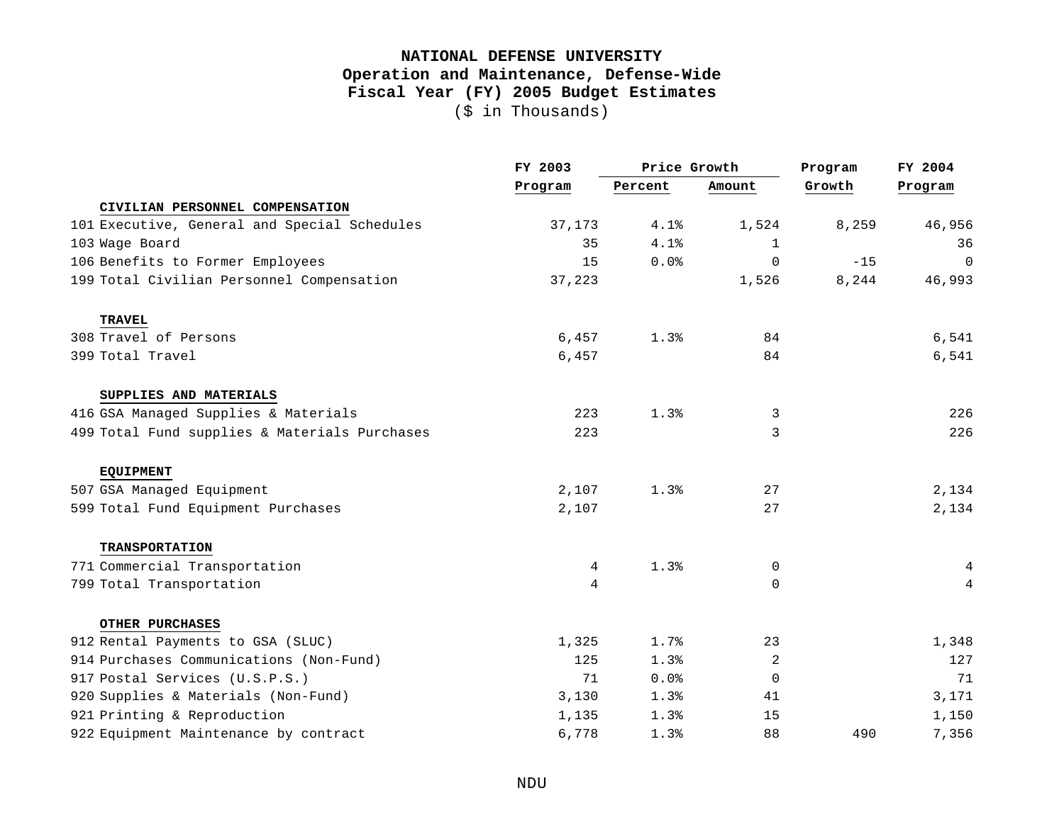# NATIONAL DEFENSE UNIVERSITY
## Operation and Maintenance, Defense-Wide
## Fiscal Year (FY) 2005 Budget Estimates
($ in Thousands)

| | | FY 2003 | Price Growth | | Program | FY 2004 |
|---|---|---|---|---|---|---|
| | | Program | Percent | Amount | Growth | Program |
| | **CIVILIAN PERSONNEL COMPENSATION** | | | | | |
| 101 | Executive, General and Special Schedules | 37,173 | 4.1% | 1,524 | 8,259 | 46,956 |
| 103 | Wage Board | 35 | 4.1% | 1 | | 36 |
| 106 | Benefits to Former Employees | 15 | 0.0% | 0 | -15 | 0 |
| 199 | Total Civilian Personnel Compensation | 37,223 | | 1,526 | 8,244 | 46,993 |
| | **TRAVEL** | | | | | |
| 308 | Travel of Persons | 6,457 | 1.3% | 84 | | 6,541 |
| 399 | Total Travel | 6,457 | | 84 | | 6,541 |
| | **SUPPLIES AND MATERIALS** | | | | | |
| 416 | GSA Managed Supplies & Materials | 223 | 1.3% | 3 | | 226 |
| 499 | Total Fund supplies & Materials Purchases | 223 | | 3 | | 226 |
| | **EQUIPMENT** | | | | | |
| 507 | GSA Managed Equipment | 2,107 | 1.3% | 27 | | 2,134 |
| 599 | Total Fund Equipment Purchases | 2,107 | | 27 | | 2,134 |
| | **TRANSPORTATION** | | | | | |
| 771 | Commercial Transportation | 4 | 1.3% | 0 | | 4 |
| 799 | Total Transportation | 4 | | 0 | | 4 |
| | **OTHER PURCHASES** | | | | | |
| 912 | Rental Payments to GSA (SLUC) | 1,325 | 1.7% | 23 | | 1,348 |
| 914 | Purchases Communications (Non-Fund) | 125 | 1.3% | 2 | | 127 |
| 917 | Postal Services (U.S.P.S.) | 71 | 0.0% | 0 | | 71 |
| 920 | Supplies & Materials (Non-Fund) | 3,130 | 1.3% | 41 | | 3,171 |
| 921 | Printing & Reproduction | 1,135 | 1.3% | 15 | | 1,150 |
| 922 | Equipment Maintenance by contract | 6,778 | 1.3% | 88 | 490 | 7,356 |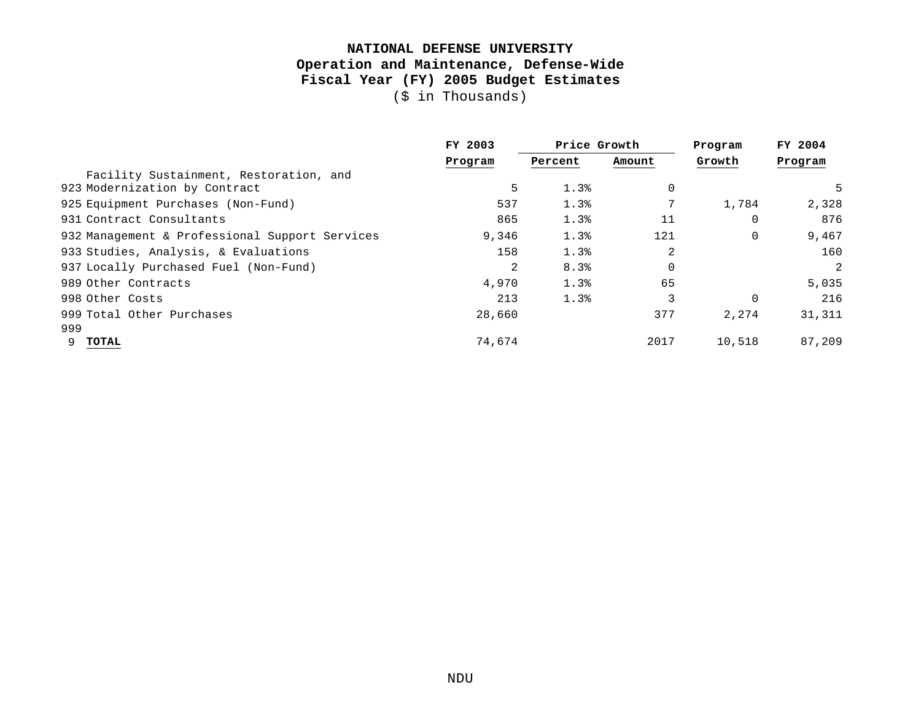**NATIONAL DEFENSE UNIVERSITY**
**Operation and Maintenance, Defense-Wide**
**Fiscal Year (FY) 2005 Budget Estimates**
($ in Thousands)

| | | FY 2003 | Price Growth | | Program | FY 2004 |
|---|---|---|---|---|---|---|
| | | Program | Percent | Amount | Growth | Program |
| 923 | Facility Sustainment, Restoration, and Modernization by Contract | 5 | 1.3% | 0 | | 5 |
| 925 | Equipment Purchases (Non-Fund) | 537 | 1.3% | 7 | 1,784 | 2,328 |
| 931 | Contract Consultants | 865 | 1.3% | 11 | 0 | 876 |
| 932 | Management & Professional Support Services | 9,346 | 1.3% | 121 | 0 | 9,467 |
| 933 | Studies, Analysis, & Evaluations | 158 | 1.3% | 2 | | 160 |
| 937 | Locally Purchased Fuel (Non-Fund) | 2 | 8.3% | 0 | | 2 |
| 989 | Other Contracts | 4,970 | 1.3% | 65 | | 5,035 |
| 998 | Other Costs | 213 | 1.3% | 3 | 0 | 216 |
| 999 | Total Other Purchases | 28,660 | | 377 | 2,274 | 31,311 |
| 9999 | **TOTAL** | 74,674 | | 2017 | 10,518 | 87,209 |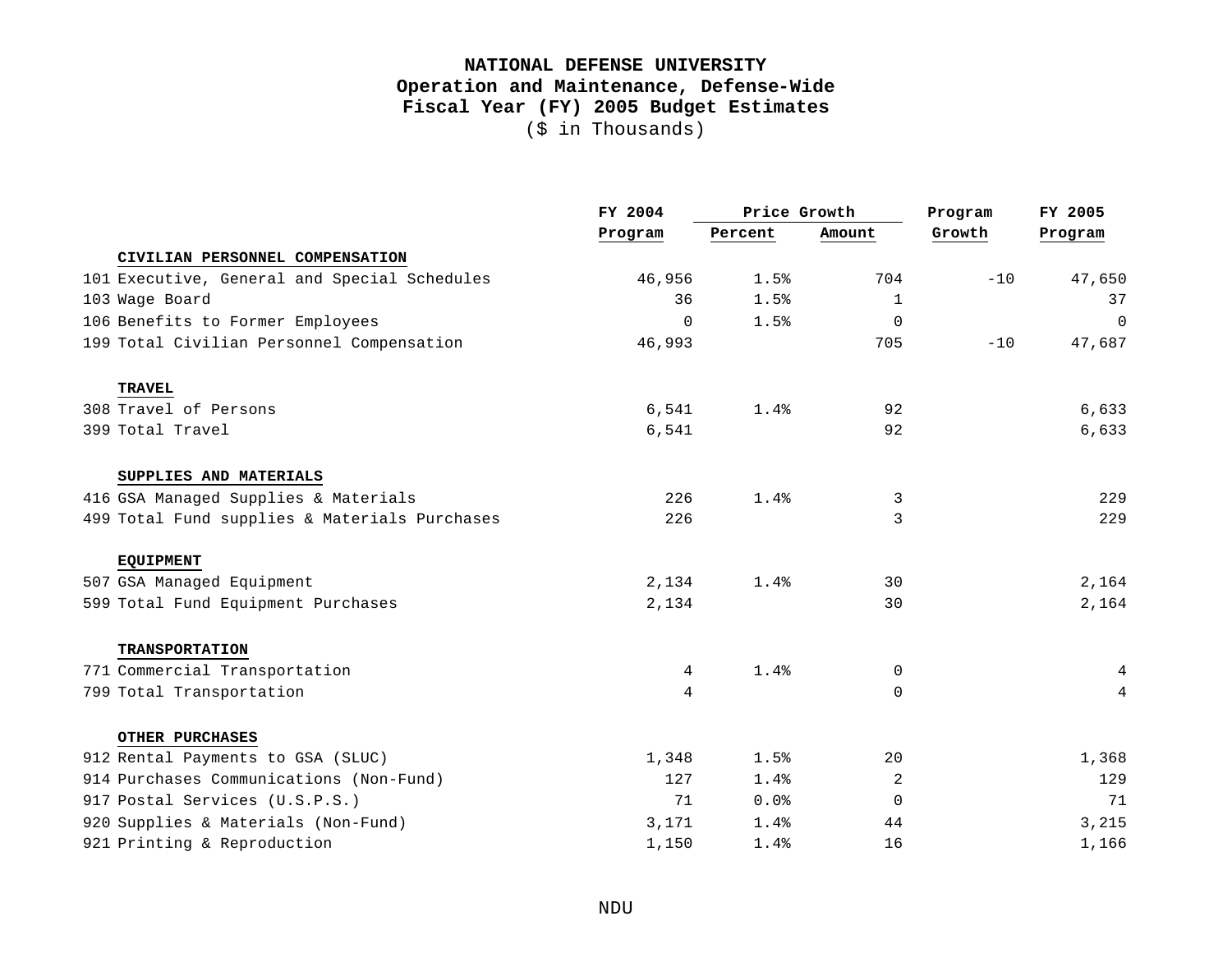**NATIONAL DEFENSE UNIVERSITY**
**Operation and Maintenance, Defense-Wide**
**Fiscal Year (FY) 2005 Budget Estimates**
($ in Thousands)

| | | FY 2004 | Price Growth | | Program | FY 2005 |
|---|---|---|---|---|---|---|
| | | Program | Percent | Amount | Growth | Program |
| | **CIVILIAN PERSONNEL COMPENSATION** | | | | | |
| 101 | Executive, General and Special Schedules | 46,956 | 1.5% | 704 | -10 | 47,650 |
| 103 | Wage Board | 36 | 1.5% | 1 | | 37 |
| 106 | Benefits to Former Employees | 0 | 1.5% | 0 | | 0 |
| 199 | Total Civilian Personnel Compensation | 46,993 | | 705 | -10 | 47,687 |
| | **TRAVEL** | | | | | |
| 308 | Travel of Persons | 6,541 | 1.4% | 92 | | 6,633 |
| 399 | Total Travel | 6,541 | | 92 | | 6,633 |
| | **SUPPLIES AND MATERIALS** | | | | | |
| 416 | GSA Managed Supplies & Materials | 226 | 1.4% | 3 | | 229 |
| 499 | Total Fund supplies & Materials Purchases | 226 | | 3 | | 229 |
| | **EQUIPMENT** | | | | | |
| 507 | GSA Managed Equipment | 2,134 | 1.4% | 30 | | 2,164 |
| 599 | Total Fund Equipment Purchases | 2,134 | | 30 | | 2,164 |
| | **TRANSPORTATION** | | | | | |
| 771 | Commercial Transportation | 4 | 1.4% | 0 | | 4 |
| 799 | Total Transportation | 4 | | 0 | | 4 |
| | **OTHER PURCHASES** | | | | | |
| 912 | Rental Payments to GSA (SLUC) | 1,348 | 1.5% | 20 | | 1,368 |
| 914 | Purchases Communications (Non-Fund) | 127 | 1.4% | 2 | | 129 |
| 917 | Postal Services (U.S.P.S.) | 71 | 0.0% | 0 | | 71 |
| 920 | Supplies & Materials (Non-Fund) | 3,171 | 1.4% | 44 | | 3,215 |
| 921 | Printing & Reproduction | 1,150 | 1.4% | 16 | | 1,166 |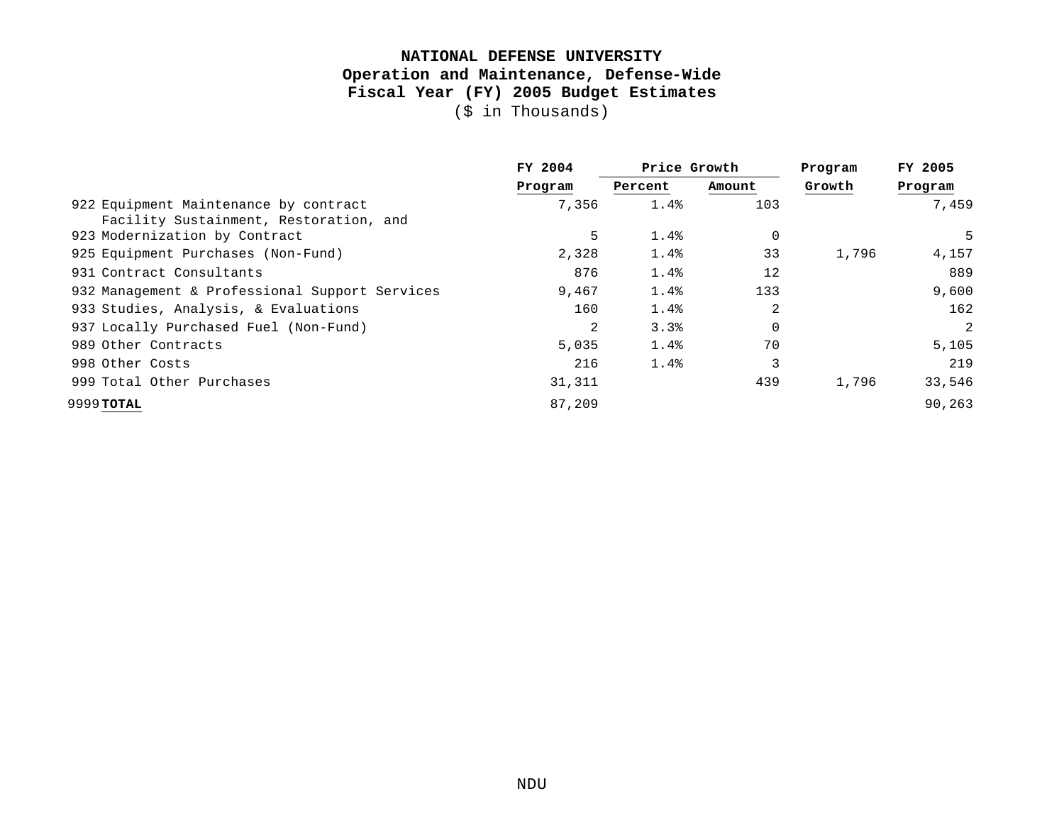**NATIONAL DEFENSE UNIVERSITY**
**Operation and Maintenance, Defense-Wide**
**Fiscal Year (FY) 2005 Budget Estimates**
($ in Thousands)

| | | FY 2004 | Price Growth | | Program | FY 2005 |
|---|---|---|---|---|---|---|
| | | Program | Percent | Amount | Growth | Program |
| 922 | Equipment Maintenance by contract | 7,356 | 1.4% | 103 | | 7,459 |
| 923 | Facility Sustainment, Restoration, and Modernization by Contract | 5 | 1.4% | 0 | | 5 |
| 925 | Equipment Purchases (Non-Fund) | 2,328 | 1.4% | 33 | 1,796 | 4,157 |
| 931 | Contract Consultants | 876 | 1.4% | 12 | | 889 |
| 932 | Management & Professional Support Services | 9,467 | 1.4% | 133 | | 9,600 |
| 933 | Studies, Analysis, & Evaluations | 160 | 1.4% | 2 | | 162 |
| 937 | Locally Purchased Fuel (Non-Fund) | 2 | 3.3% | 0 | | 2 |
| 989 | Other Contracts | 5,035 | 1.4% | 70 | | 5,105 |
| 998 | Other Costs | 216 | 1.4% | 3 | | 219 |
| 999 | Total Other Purchases | 31,311 | | 439 | 1,796 | 33,546 |
| 9999 | **TOTAL** | 87,209 | | | | 90,263 |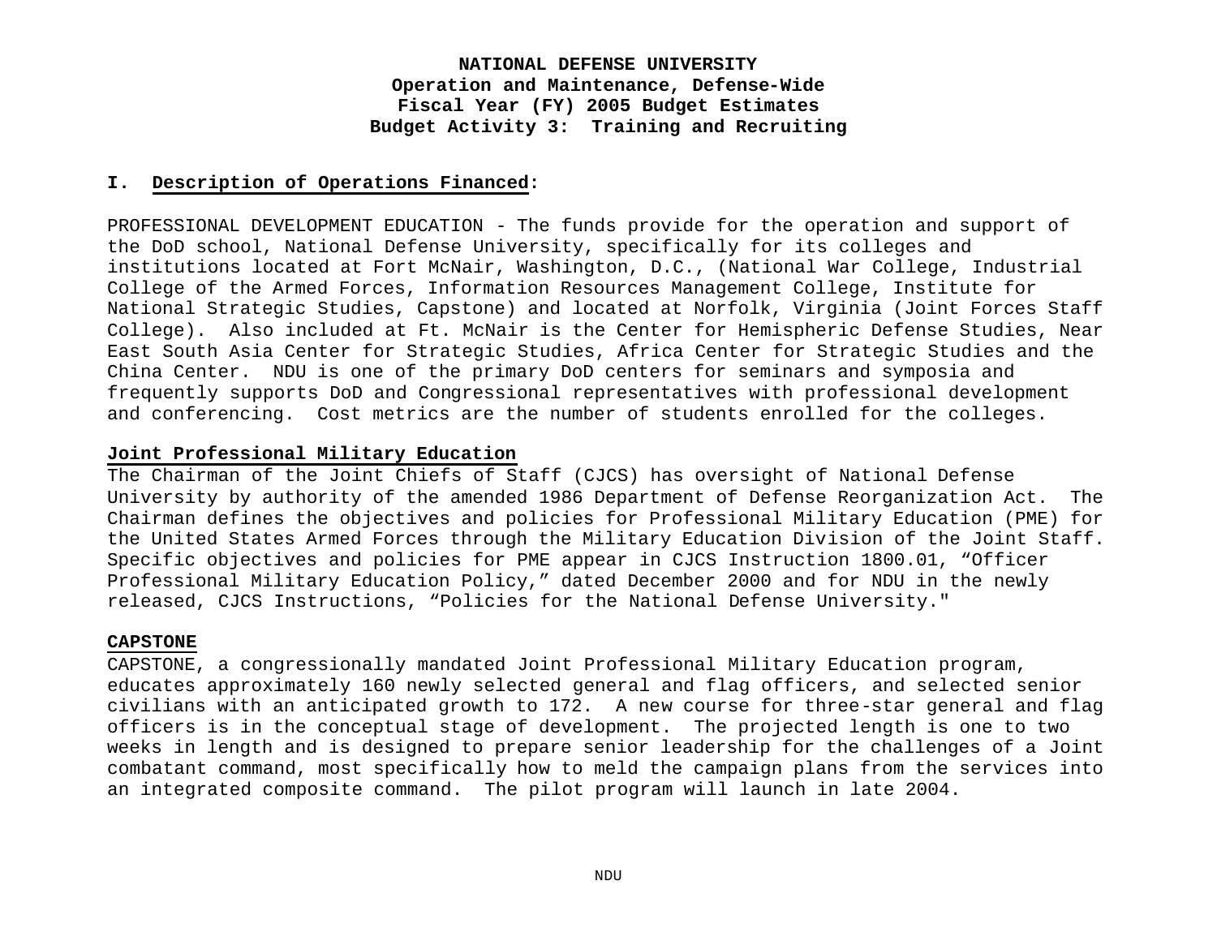**NATIONAL DEFENSE UNIVERSITY**
**Operation and Maintenance, Defense-Wide**
**Fiscal Year (FY) 2005 Budget Estimates**
**Budget Activity 3: Training and Recruiting**

## I. Description of Operations Financed:

PROFESSIONAL DEVELOPMENT EDUCATION - The funds provide for the operation and support of the DoD school, National Defense University, specifically for its colleges and institutions located at Fort McNair, Washington, D.C., (National War College, Industrial College of the Armed Forces, Information Resources Management College, Institute for National Strategic Studies, Capstone) and located at Norfolk, Virginia (Joint Forces Staff College). Also included at Ft. McNair is the Center for Hemispheric Defense Studies, Near East South Asia Center for Strategic Studies, Africa Center for Strategic Studies and the China Center. NDU is one of the primary DoD centers for seminars and symposia and frequently supports DoD and Congressional representatives with professional development and conferencing. Cost metrics are the number of students enrolled for the colleges.

### Joint Professional Military Education

The Chairman of the Joint Chiefs of Staff (CJCS) has oversight of National Defense University by authority of the amended 1986 Department of Defense Reorganization Act. The Chairman defines the objectives and policies for Professional Military Education (PME) for the United States Armed Forces through the Military Education Division of the Joint Staff. Specific objectives and policies for PME appear in CJCS Instruction 1800.01, "Officer Professional Military Education Policy," dated December 2000 and for NDU in the newly released, CJCS Instructions, "Policies for the National Defense University."

### CAPSTONE

CAPSTONE, a congressionally mandated Joint Professional Military Education program, educates approximately 160 newly selected general and flag officers, and selected senior civilians with an anticipated growth to 172. A new course for three-star general and flag officers is in the conceptual stage of development. The projected length is one to two weeks in length and is designed to prepare senior leadership for the challenges of a Joint combatant command, most specifically how to meld the campaign plans from the services into an integrated composite command. The pilot program will launch in late 2004.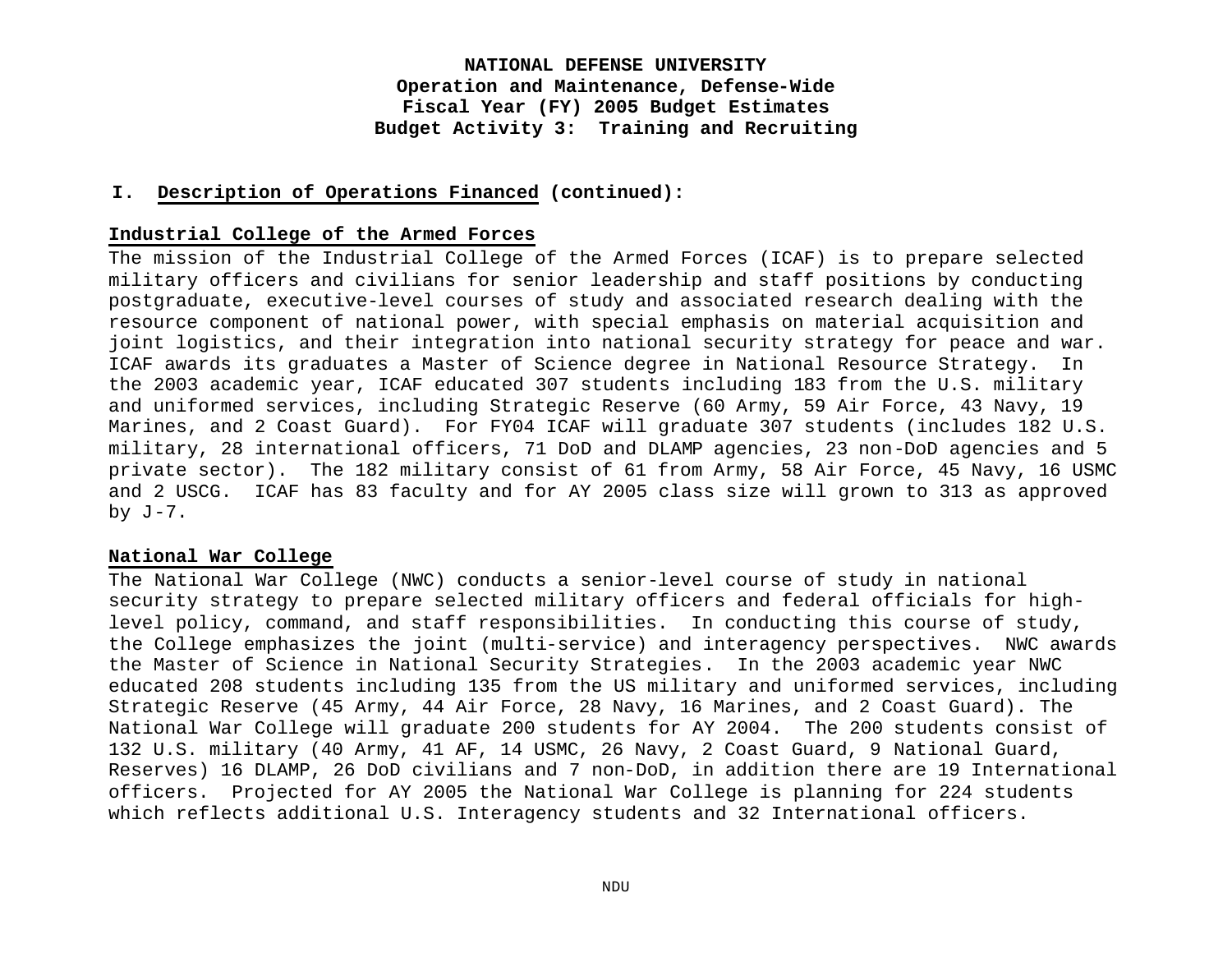**NATIONAL DEFENSE UNIVERSITY**
**Operation and Maintenance, Defense-Wide**
**Fiscal Year (FY) 2005 Budget Estimates**
**Budget Activity 3: Training and Recruiting**

**I. Description of Operations Financed (continued):**

**Industrial College of the Armed Forces**

The mission of the Industrial College of the Armed Forces (ICAF) is to prepare selected military officers and civilians for senior leadership and staff positions by conducting postgraduate, executive-level courses of study and associated research dealing with the resource component of national power, with special emphasis on material acquisition and joint logistics, and their integration into national security strategy for peace and war. ICAF awards its graduates a Master of Science degree in National Resource Strategy. In the 2003 academic year, ICAF educated 307 students including 183 from the U.S. military and uniformed services, including Strategic Reserve (60 Army, 59 Air Force, 43 Navy, 19 Marines, and 2 Coast Guard). For FY04 ICAF will graduate 307 students (includes 182 U.S. military, 28 international officers, 71 DoD and DLAMP agencies, 23 non-DoD agencies and 5 private sector). The 182 military consist of 61 from Army, 58 Air Force, 45 Navy, 16 USMC and 2 USCG. ICAF has 83 faculty and for AY 2005 class size will grown to 313 as approved by J-7.

**National War College**

The National War College (NWC) conducts a senior-level course of study in national security strategy to prepare selected military officers and federal officials for high-level policy, command, and staff responsibilities. In conducting this course of study, the College emphasizes the joint (multi-service) and interagency perspectives. NWC awards the Master of Science in National Security Strategies. In the 2003 academic year NWC educated 208 students including 135 from the US military and uniformed services, including Strategic Reserve (45 Army, 44 Air Force, 28 Navy, 16 Marines, and 2 Coast Guard). The National War College will graduate 200 students for AY 2004. The 200 students consist of 132 U.S. military (40 Army, 41 AF, 14 USMC, 26 Navy, 2 Coast Guard, 9 National Guard, Reserves) 16 DLAMP, 26 DoD civilians and 7 non-DoD, in addition there are 19 International officers. Projected for AY 2005 the National War College is planning for 224 students which reflects additional U.S. Interagency students and 32 International officers.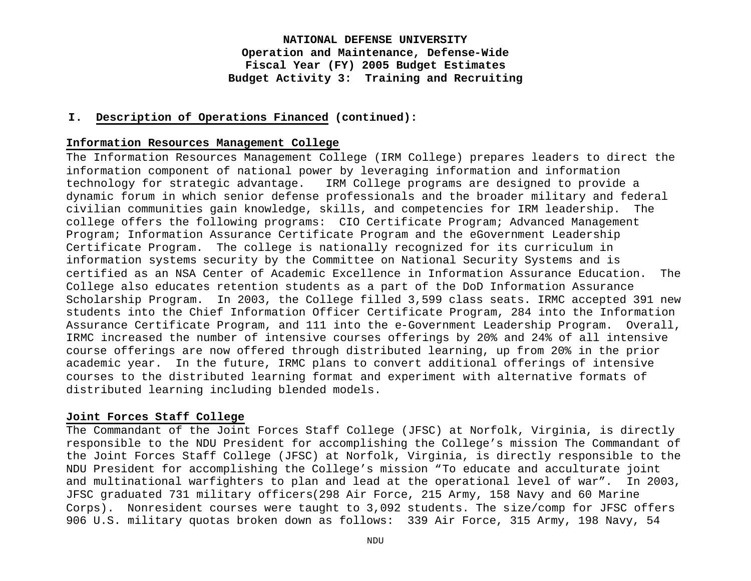# NATIONAL DEFENSE UNIVERSITY
## Operation and Maintenance, Defense-Wide
## Fiscal Year (FY) 2005 Budget Estimates
## Budget Activity 3: Training and Recruiting

**I. Description of Operations Financed (continued):**

**Information Resources Management College**

The Information Resources Management College (IRM College) prepares leaders to direct the information component of national power by leveraging information and information technology for strategic advantage. IRM College programs are designed to provide a dynamic forum in which senior defense professionals and the broader military and federal civilian communities gain knowledge, skills, and competencies for IRM leadership. The college offers the following programs: CIO Certificate Program; Advanced Management Program; Information Assurance Certificate Program and the eGovernment Leadership Certificate Program. The college is nationally recognized for its curriculum in information systems security by the Committee on National Security Systems and is certified as an NSA Center of Academic Excellence in Information Assurance Education. The College also educates retention students as a part of the DoD Information Assurance Scholarship Program. In 2003, the College filled 3,599 class seats. IRMC accepted 391 new students into the Chief Information Officer Certificate Program, 284 into the Information Assurance Certificate Program, and 111 into the e-Government Leadership Program. Overall, IRMC increased the number of intensive courses offerings by 20% and 24% of all intensive course offerings are now offered through distributed learning, up from 20% in the prior academic year. In the future, IRMC plans to convert additional offerings of intensive courses to the distributed learning format and experiment with alternative formats of distributed learning including blended models.

**Joint Forces Staff College**

The Commandant of the Joint Forces Staff College (JFSC) at Norfolk, Virginia, is directly responsible to the NDU President for accomplishing the College's mission The Commandant of the Joint Forces Staff College (JFSC) at Norfolk, Virginia, is directly responsible to the NDU President for accomplishing the College's mission "To educate and acculturate joint and multinational warfighters to plan and lead at the operational level of war". In 2003, JFSC graduated 731 military officers(298 Air Force, 215 Army, 158 Navy and 60 Marine Corps). Nonresident courses were taught to 3,092 students. The size/comp for JFSC offers 906 U.S. military quotas broken down as follows: 339 Air Force, 315 Army, 198 Navy, 54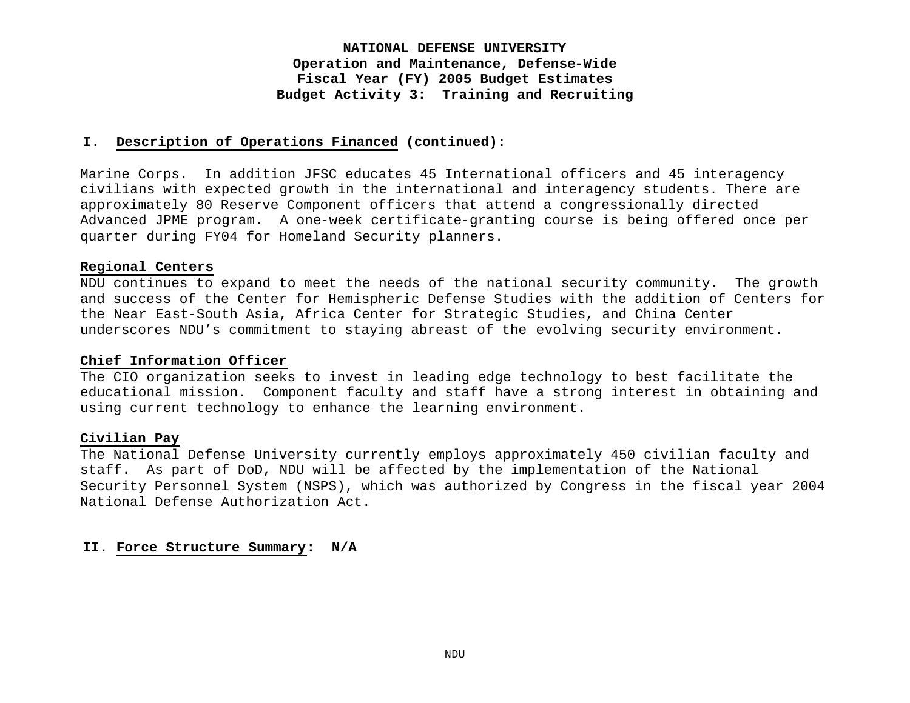**NATIONAL DEFENSE UNIVERSITY**
**Operation and Maintenance, Defense-Wide**
**Fiscal Year (FY) 2005 Budget Estimates**
**Budget Activity 3: Training and Recruiting**

## I. Description of Operations Financed (continued):

Marine Corps. In addition JFSC educates 45 International officers and 45 interagency civilians with expected growth in the international and interagency students. There are approximately 80 Reserve Component officers that attend a congressionally directed Advanced JPME program. A one-week certificate-granting course is being offered once per quarter during FY04 for Homeland Security planners.

### Regional Centers

NDU continues to expand to meet the needs of the national security community. The growth and success of the Center for Hemispheric Defense Studies with the addition of Centers for the Near East-South Asia, Africa Center for Strategic Studies, and China Center underscores NDU's commitment to staying abreast of the evolving security environment.

### Chief Information Officer

The CIO organization seeks to invest in leading edge technology to best facilitate the educational mission. Component faculty and staff have a strong interest in obtaining and using current technology to enhance the learning environment.

### Civilian Pay

The National Defense University currently employs approximately 450 civilian faculty and staff. As part of DoD, NDU will be affected by the implementation of the National Security Personnel System (NSPS), which was authorized by Congress in the fiscal year 2004 National Defense Authorization Act.

## II. Force Structure Summary: N/A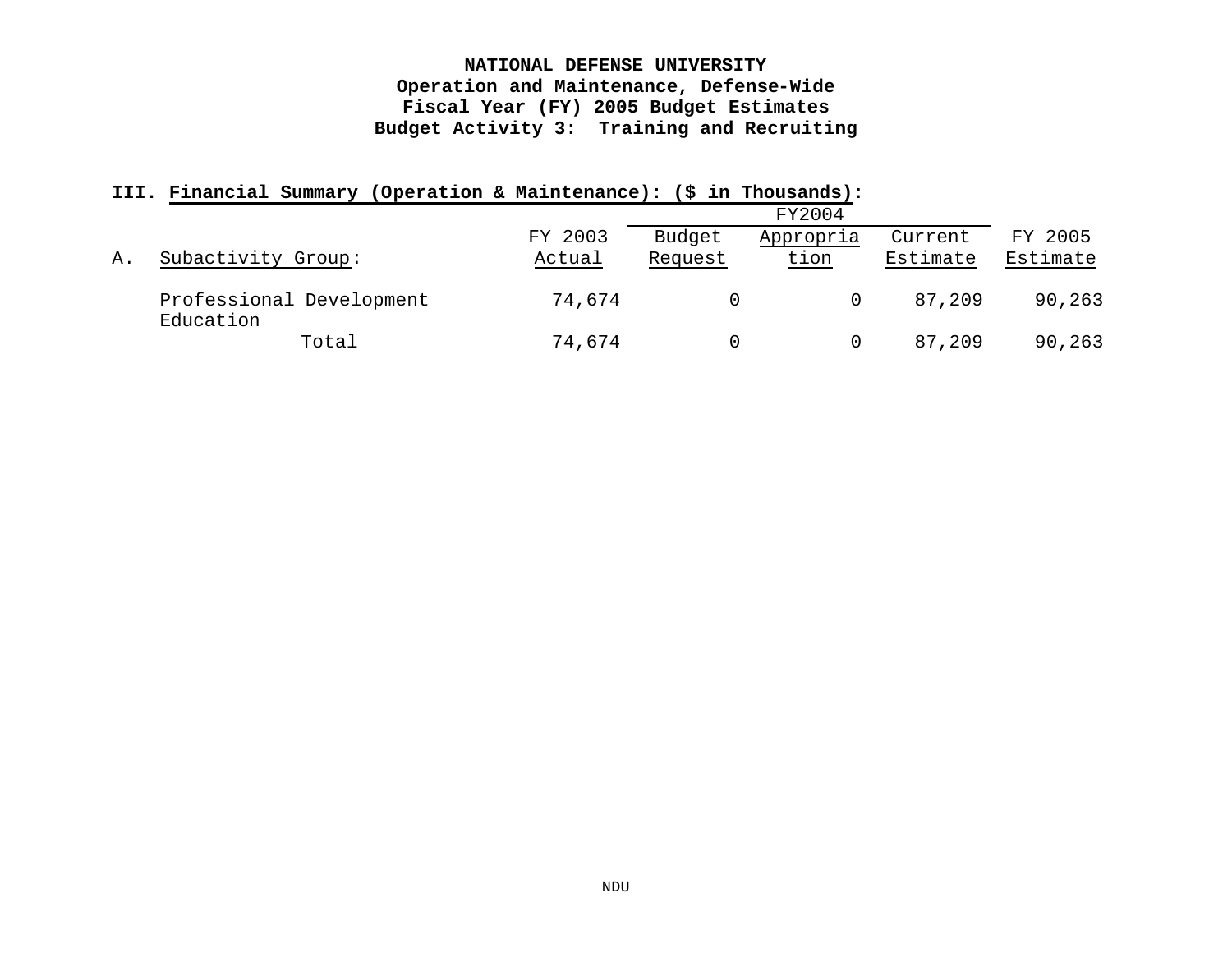**NATIONAL DEFENSE UNIVERSITY**
**Operation and Maintenance, Defense-Wide**
**Fiscal Year (FY) 2005 Budget Estimates**
**Budget Activity 3: Training and Recruiting**

**III. Financial Summary (Operation & Maintenance): ($ in Thousands):**

| A. Subactivity Group: | FY 2003 Actual | FY2004 Budget Request | FY2004 Appropriation | FY2004 Current Estimate | FY 2005 Estimate |
|---|---|---|---|---|---|
| Professional Development Education | 74,674 | 0 | 0 | 87,209 | 90,263 |
| Total | 74,674 | 0 | 0 | 87,209 | 90,263 |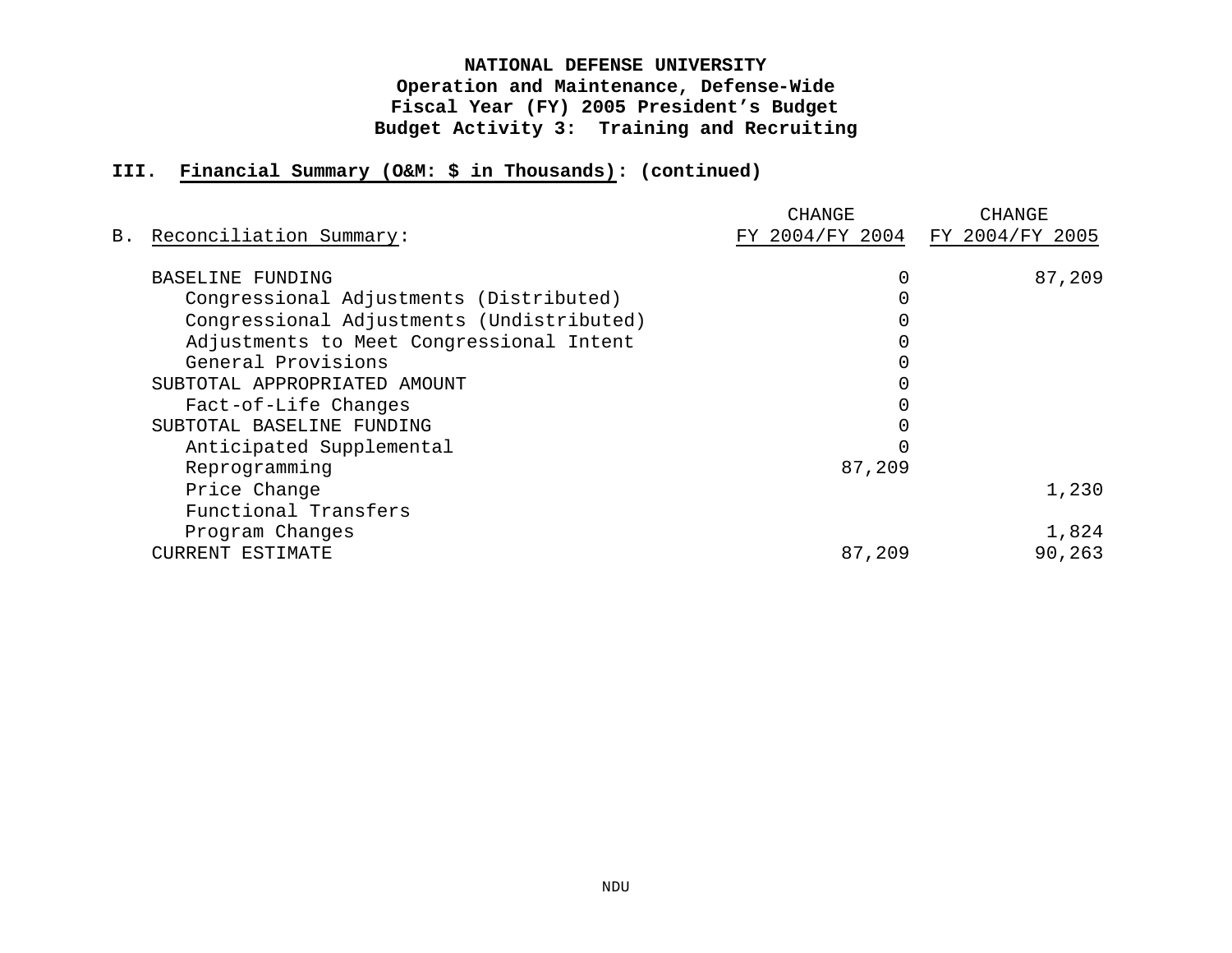**NATIONAL DEFENSE UNIVERSITY**
**Operation and Maintenance, Defense-Wide**
**Fiscal Year (FY) 2005 President's Budget**
**Budget Activity 3: Training and Recruiting**

**III. Financial Summary (O&M: $ in Thousands): (continued)**

| B. Reconciliation Summary: | CHANGE FY 2004/FY 2004 | CHANGE FY 2004/FY 2005 |
|---|---|---|
| BASELINE FUNDING | 0 | 87,209 |
| Congressional Adjustments (Distributed) | 0 | |
| Congressional Adjustments (Undistributed) | 0 | |
| Adjustments to Meet Congressional Intent | 0 | |
| General Provisions | 0 | |
| SUBTOTAL APPROPRIATED AMOUNT | 0 | |
| Fact-of-Life Changes | 0 | |
| SUBTOTAL BASELINE FUNDING | 0 | |
| Anticipated Supplemental | 0 | |
| Reprogramming | 87,209 | |
| Price Change | | 1,230 |
| Functional Transfers | | |
| Program Changes | | 1,824 |
| CURRENT ESTIMATE | 87,209 | 90,263 |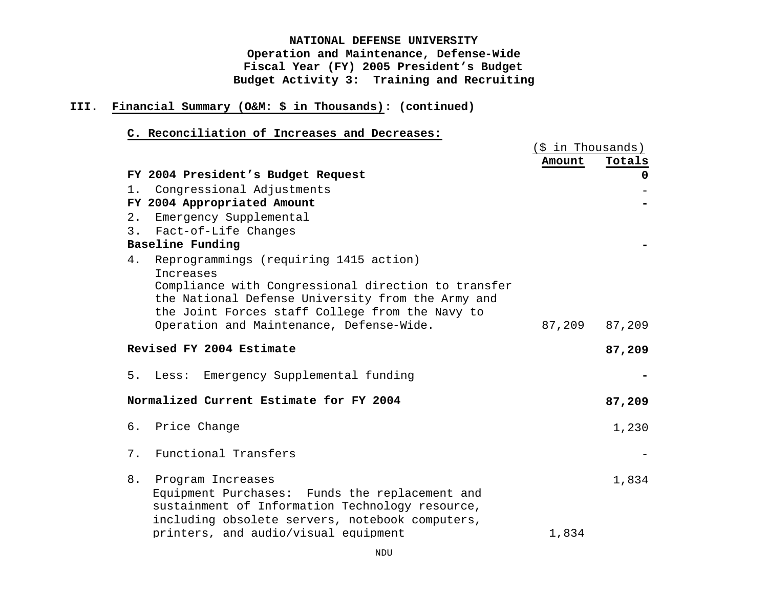**NATIONAL DEFENSE UNIVERSITY**
**Operation and Maintenance, Defense-Wide**
**Fiscal Year (FY) 2005 President's Budget**
**Budget Activity 3: Training and Recruiting**

**III. Financial Summary (O&M: $ in Thousands): (continued)**

**C. Reconciliation of Increases and Decreases:**

| | ($ in Thousands) | |
|---|---|---|
| | **Amount** | **Totals** |
| **FY 2004 President's Budget Request** | | **0** |
| 1. Congressional Adjustments | | - |
| **FY 2004 Appropriated Amount** | | **-** |
| 2. Emergency Supplemental | | |
| 3. Fact-of-Life Changes | | |
| **Baseline Funding** | | **-** |
| 4. Reprogrammings (requiring 1415 action) | | |
| Increases | | |
| Compliance with Congressional direction to transfer the National Defense University from the Army and the Joint Forces staff College from the Navy to Operation and Maintenance, Defense-Wide. | 87,209 | 87,209 |
| **Revised FY 2004 Estimate** | | **87,209** |
| 5. Less: Emergency Supplemental funding | | **-** |
| **Normalized Current Estimate for FY 2004** | | **87,209** |
| 6. Price Change | | 1,230 |
| 7. Functional Transfers | | - |
| 8. Program Increases | | 1,834 |
| Equipment Purchases: Funds the replacement and sustainment of Information Technology resource, including obsolete servers, notebook computers, printers, and audio/visual equipment | 1,834 | |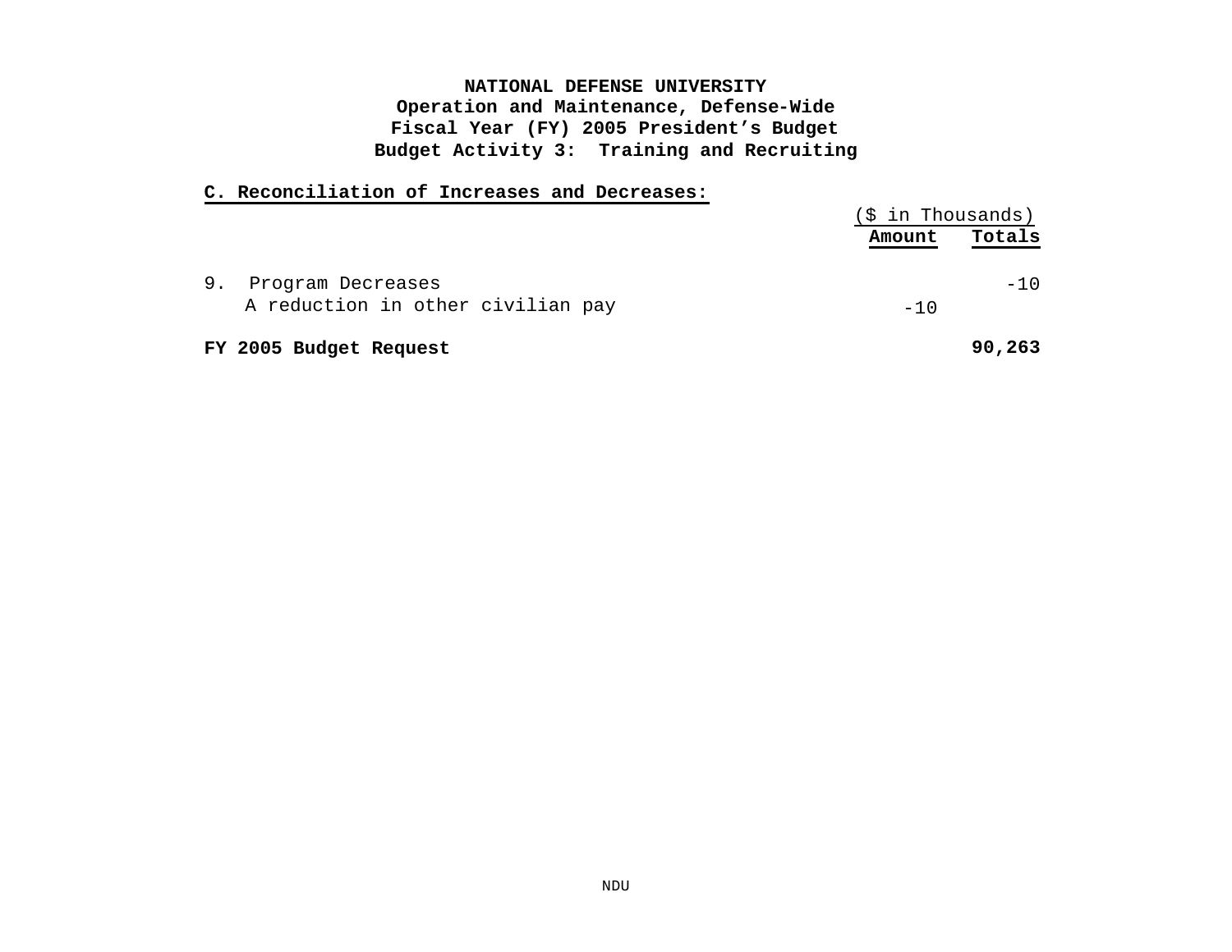**NATIONAL DEFENSE UNIVERSITY**
**Operation and Maintenance, Defense-Wide**
**Fiscal Year (FY) 2005 President's Budget**
**Budget Activity 3: Training and Recruiting**

**C. Reconciliation of Increases and Decreases:**

| | ($ in Thousands) | |
|---|---|---|
| | **Amount** | **Totals** |
| 9. Program Decreases | | -10 |
| A reduction in other civilian pay | -10 | |
| **FY 2005 Budget Request** | | **90,263** |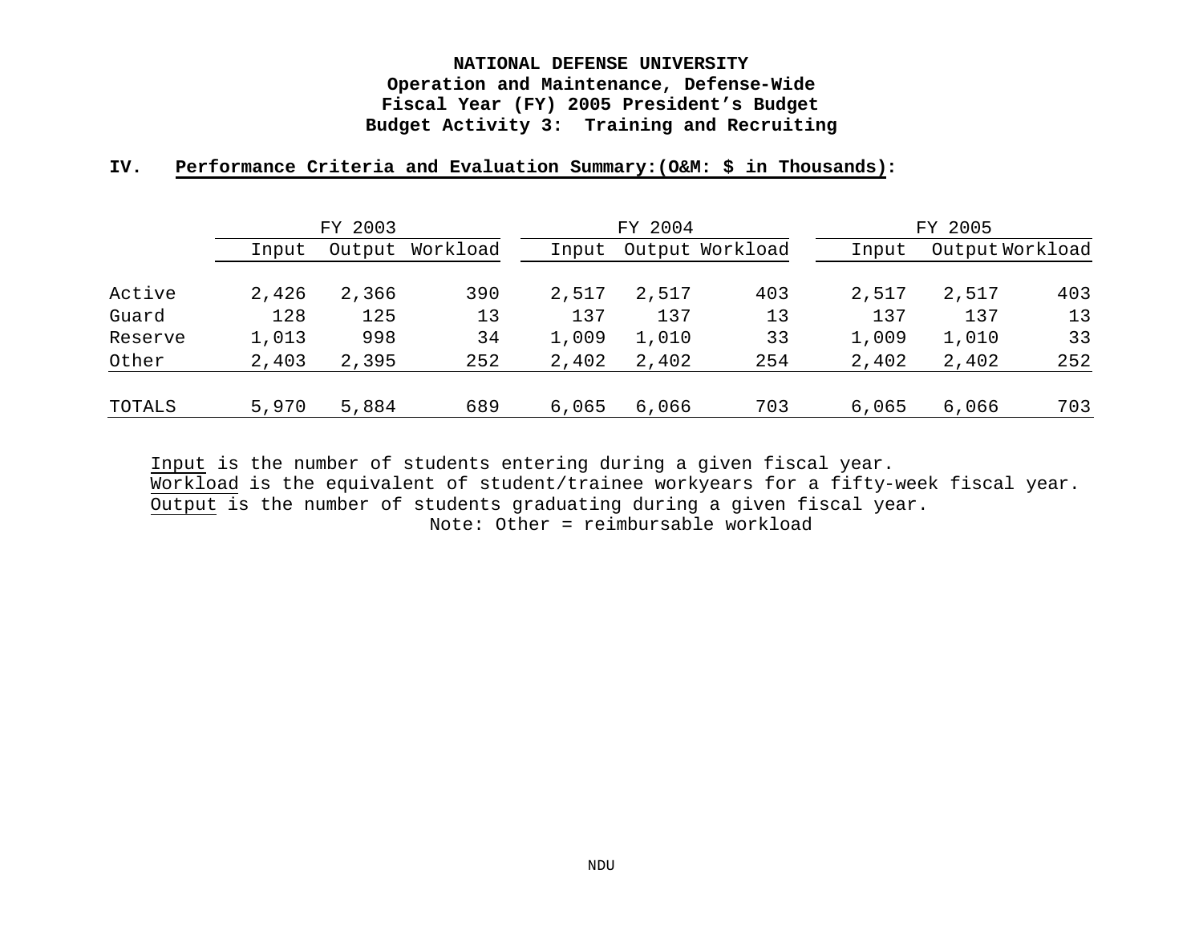**NATIONAL DEFENSE UNIVERSITY**
**Operation and Maintenance, Defense-Wide**
**Fiscal Year (FY) 2005 President's Budget**
**Budget Activity 3: Training and Recruiting**

**IV. Performance Criteria and Evaluation Summary:(O&M: $ in Thousands):**

| | FY 2003 | | | FY 2004 | | | FY 2005 | | |
|---|---|---|---|---|---|---|---|---|---|
| | Input | Output | Workload | Input | Output | Workload | Input | Output | Workload |
| Active | 2,426 | 2,366 | 390 | 2,517 | 2,517 | 403 | 2,517 | 2,517 | 403 |
| Guard | 128 | 125 | 13 | 137 | 137 | 13 | 137 | 137 | 13 |
| Reserve | 1,013 | 998 | 34 | 1,009 | 1,010 | 33 | 1,009 | 1,010 | 33 |
| Other | 2,403 | 2,395 | 252 | 2,402 | 2,402 | 254 | 2,402 | 2,402 | 252 |
| TOTALS | 5,970 | 5,884 | 689 | 6,065 | 6,066 | 703 | 6,065 | 6,066 | 703 |

Input is the number of students entering during a given fiscal year.
Workload is the equivalent of student/trainee workyears for a fifty-week fiscal year.
Output is the number of students graduating during a given fiscal year.
Note: Other = reimbursable workload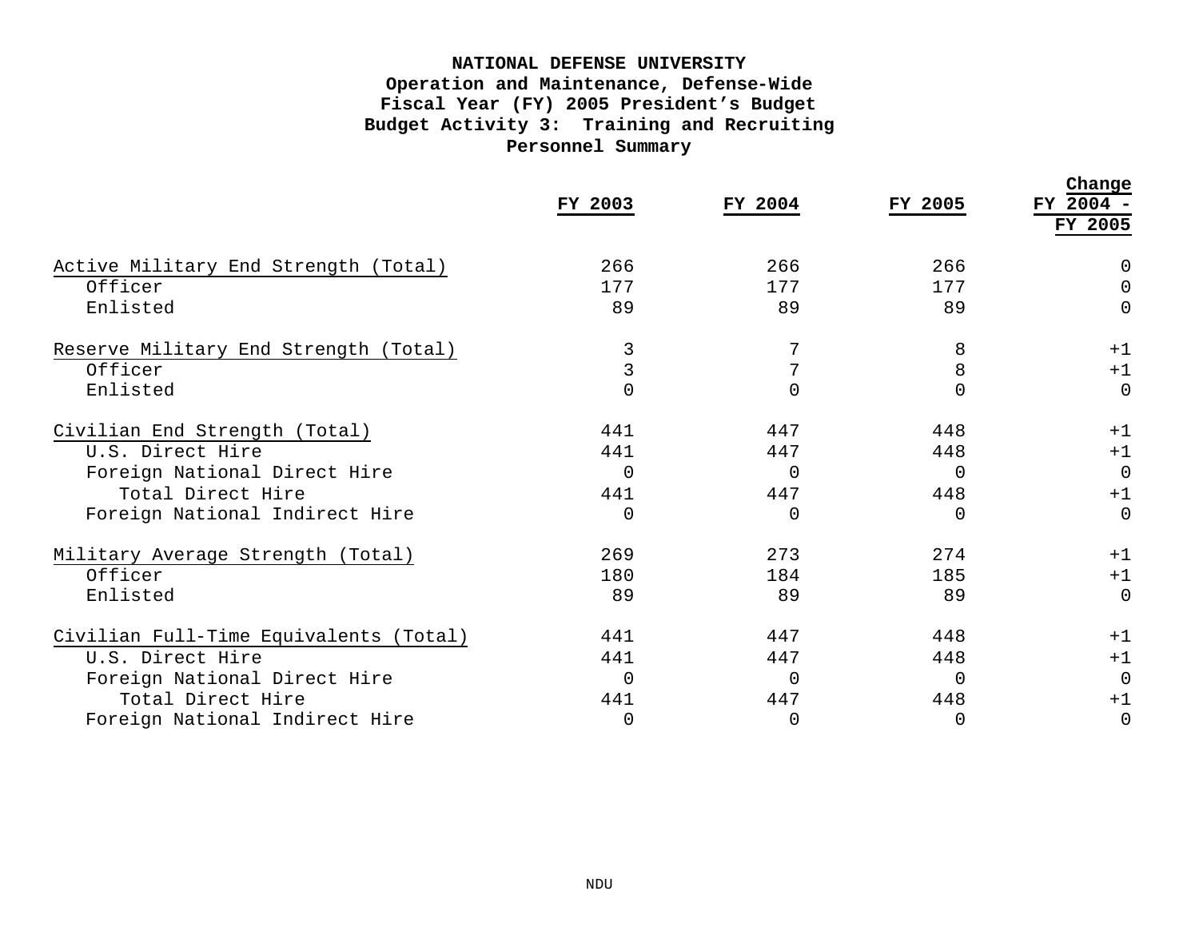**NATIONAL DEFENSE UNIVERSITY**
**Operation and Maintenance, Defense-Wide**
**Fiscal Year (FY) 2005 President's Budget**
**Budget Activity 3: Training and Recruiting**
**Personnel Summary**

| | FY 2003 | FY 2004 | FY 2005 | Change FY 2004 - FY 2005 |
|---|---|---|---|---|
| Active Military End Strength (Total) | 266 | 266 | 266 | 0 |
| Officer | 177 | 177 | 177 | 0 |
| Enlisted | 89 | 89 | 89 | 0 |
| Reserve Military End Strength (Total) | 3 | 7 | 8 | +1 |
| Officer | 3 | 7 | 8 | +1 |
| Enlisted | 0 | 0 | 0 | 0 |
| Civilian End Strength (Total) | 441 | 447 | 448 | +1 |
| U.S. Direct Hire | 441 | 447 | 448 | +1 |
| Foreign National Direct Hire | 0 | 0 | 0 | 0 |
| Total Direct Hire | 441 | 447 | 448 | +1 |
| Foreign National Indirect Hire | 0 | 0 | 0 | 0 |
| Military Average Strength (Total) | 269 | 273 | 274 | +1 |
| Officer | 180 | 184 | 185 | +1 |
| Enlisted | 89 | 89 | 89 | 0 |
| Civilian Full-Time Equivalents (Total) | 441 | 447 | 448 | +1 |
| U.S. Direct Hire | 441 | 447 | 448 | +1 |
| Foreign National Direct Hire | 0 | 0 | 0 | 0 |
| Total Direct Hire | 441 | 447 | 448 | +1 |
| Foreign National Indirect Hire | 0 | 0 | 0 | 0 |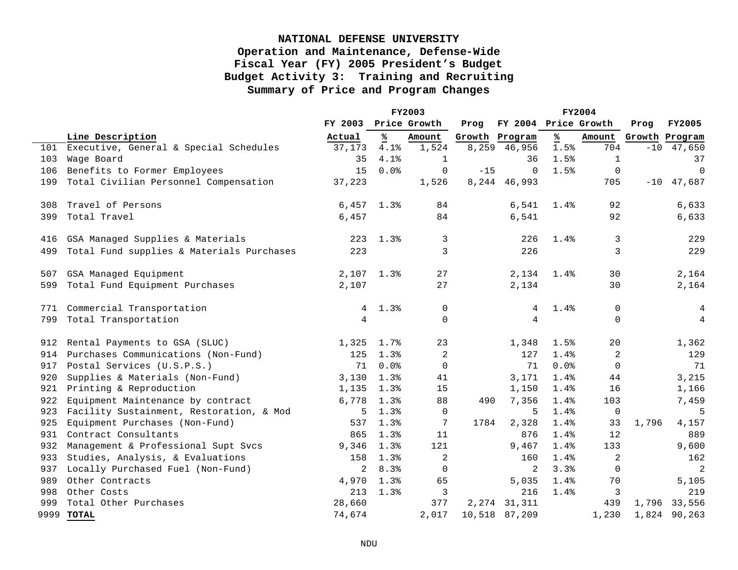**NATIONAL DEFENSE UNIVERSITY**
**Operation and Maintenance, Defense-Wide**
**Fiscal Year (FY) 2005 President's Budget**
**Budget Activity 3: Training and Recruiting**
**Summary of Price and Program Changes**

| | Line Description | FY 2003 Actual | FY2003 Price Growth % | FY2003 Price Growth Amount | Prog Growth | FY 2004 Program | FY2004 Price Growth % | FY2004 Price Growth Amount | Prog Growth | FY2005 Program |
|---|---|---|---|---|---|---|---|---|---|---|
| 101 | Executive, General & Special Schedules | 37,173 | 4.1% | 1,524 | 8,259 | 46,956 | 1.5% | 704 | -10 | 47,650 |
| 103 | Wage Board | 35 | 4.1% | 1 | | 36 | 1.5% | 1 | | 37 |
| 106 | Benefits to Former Employees | 15 | 0.0% | 0 | -15 | 0 | 1.5% | 0 | | 0 |
| 199 | Total Civilian Personnel Compensation | 37,223 | | 1,526 | 8,244 | 46,993 | | 705 | -10 | 47,687 |
| | | | | | | | | | | |
| 308 | Travel of Persons | 6,457 | 1.3% | 84 | | 6,541 | 1.4% | 92 | | 6,633 |
| 399 | Total Travel | 6,457 | | 84 | | 6,541 | | 92 | | 6,633 |
| | | | | | | | | | | |
| 416 | GSA Managed Supplies & Materials | 223 | 1.3% | 3 | | 226 | 1.4% | 3 | | 229 |
| 499 | Total Fund supplies & Materials Purchases | 223 | | 3 | | 226 | | 3 | | 229 |
| | | | | | | | | | | |
| 507 | GSA Managed Equipment | 2,107 | 1.3% | 27 | | 2,134 | 1.4% | 30 | | 2,164 |
| 599 | Total Fund Equipment Purchases | 2,107 | | 27 | | 2,134 | | 30 | | 2,164 |
| | | | | | | | | | | |
| 771 | Commercial Transportation | 4 | 1.3% | 0 | | 4 | 1.4% | 0 | | 4 |
| 799 | Total Transportation | 4 | | 0 | | 4 | | 0 | | 4 |
| | | | | | | | | | | |
| 912 | Rental Payments to GSA (SLUC) | 1,325 | 1.7% | 23 | | 1,348 | 1.5% | 20 | | 1,362 |
| 914 | Purchases Communications (Non-Fund) | 125 | 1.3% | 2 | | 127 | 1.4% | 2 | | 129 |
| 917 | Postal Services (U.S.P.S.) | 71 | 0.0% | 0 | | 71 | 0.0% | 0 | | 71 |
| 920 | Supplies & Materials (Non-Fund) | 3,130 | 1.3% | 41 | | 3,171 | 1.4% | 44 | | 3,215 |
| 921 | Printing & Reproduction | 1,135 | 1.3% | 15 | | 1,150 | 1.4% | 16 | | 1,166 |
| 922 | Equipment Maintenance by contract | 6,778 | 1.3% | 88 | 490 | 7,356 | 1.4% | 103 | | 7,459 |
| 923 | Facility Sustainment, Restoration, & Mod | 5 | 1.3% | 0 | | 5 | 1.4% | 0 | | 5 |
| 925 | Equipment Purchases (Non-Fund) | 537 | 1.3% | 7 | 1784 | 2,328 | 1.4% | 33 | 1,796 | 4,157 |
| 931 | Contract Consultants | 865 | 1.3% | 11 | | 876 | 1.4% | 12 | | 889 |
| 932 | Management & Professional Supt Svcs | 9,346 | 1.3% | 121 | | 9,467 | 1.4% | 133 | | 9,600 |
| 933 | Studies, Analysis, & Evaluations | 158 | 1.3% | 2 | | 160 | 1.4% | 2 | | 162 |
| 937 | Locally Purchased Fuel (Non-Fund) | 2 | 8.3% | 0 | | 2 | 3.3% | 0 | | 2 |
| 989 | Other Contracts | 4,970 | 1.3% | 65 | | 5,035 | 1.4% | 70 | | 5,105 |
| 998 | Other Costs | 213 | 1.3% | 3 | | 216 | 1.4% | 3 | | 219 |
| 999 | Total Other Purchases | 28,660 | | 377 | 2,274 | 31,311 | | 439 | 1,796 | 33,556 |
| 9999 | **TOTAL** | 74,674 | | 2,017 | 10,518 | 87,209 | | 1,230 | 1,824 | 90,263 |